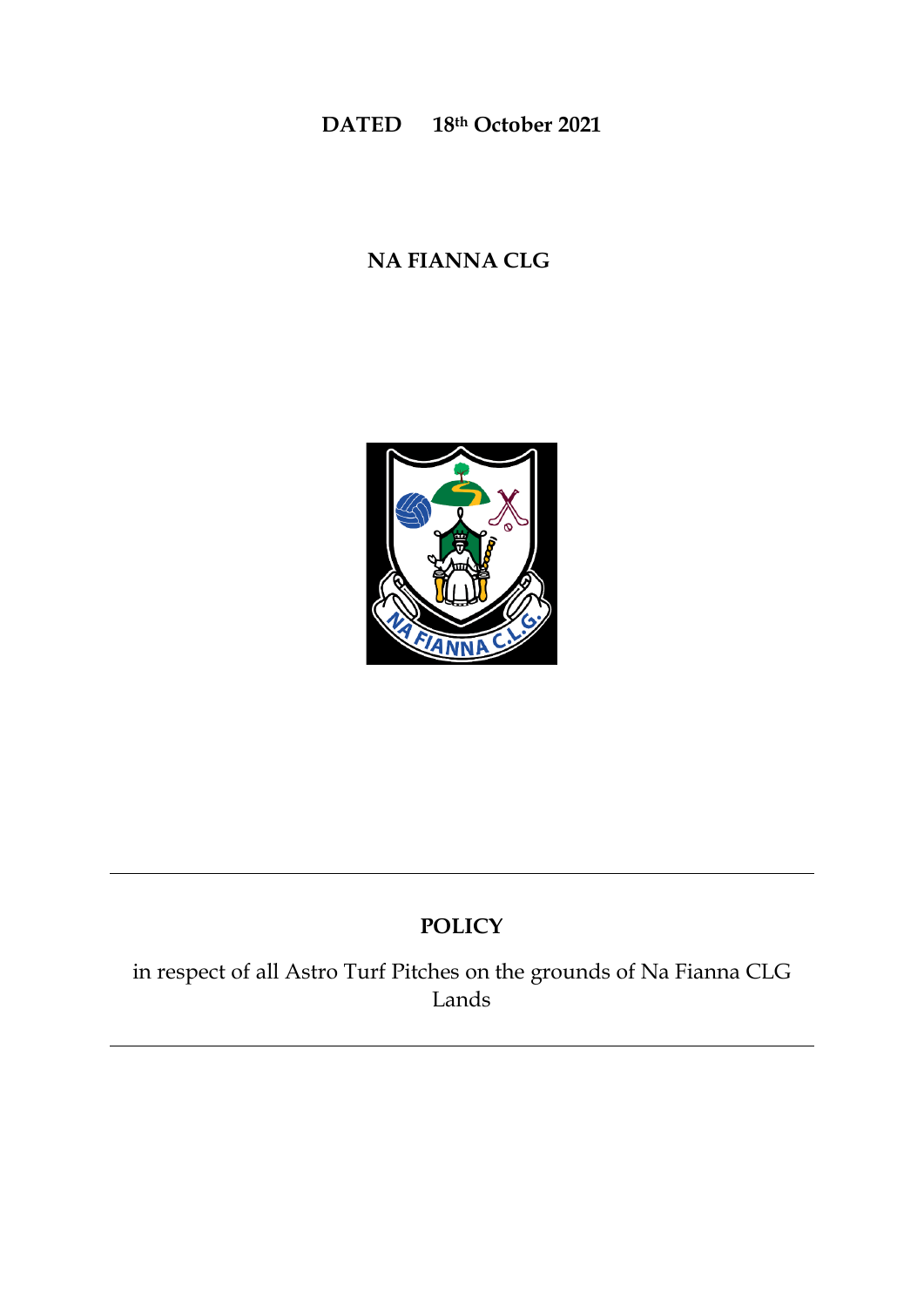**DATED 18th October 2021**

**NA FIANNA CLG**

---

**POLICY**

in respect of all Astro Turf Pitches on the grounds of Na Fianna CLG Lands

---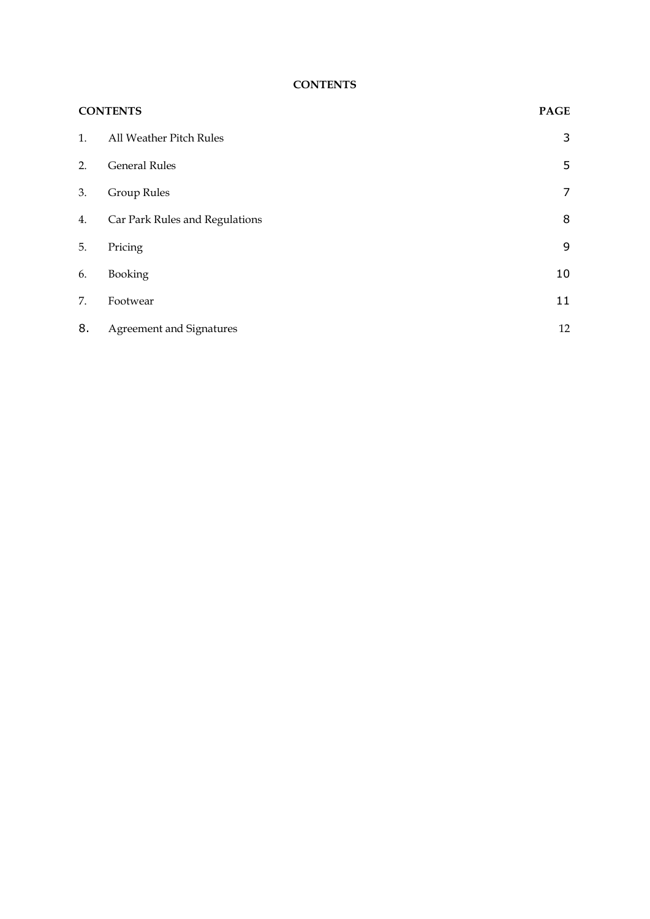**CONTENTS**

| CONTENTS | | PAGE |
|---|---|---|
| 1. | All Weather Pitch Rules | 3 |
| 2. | General Rules | 5 |
| 3. | Group Rules | 7 |
| 4. | Car Park Rules and Regulations | 8 |
| 5. | Pricing | 9 |
| 6. | Booking | 10 |
| 7. | Footwear | 11 |
| 8. | Agreement and Signatures | 12 |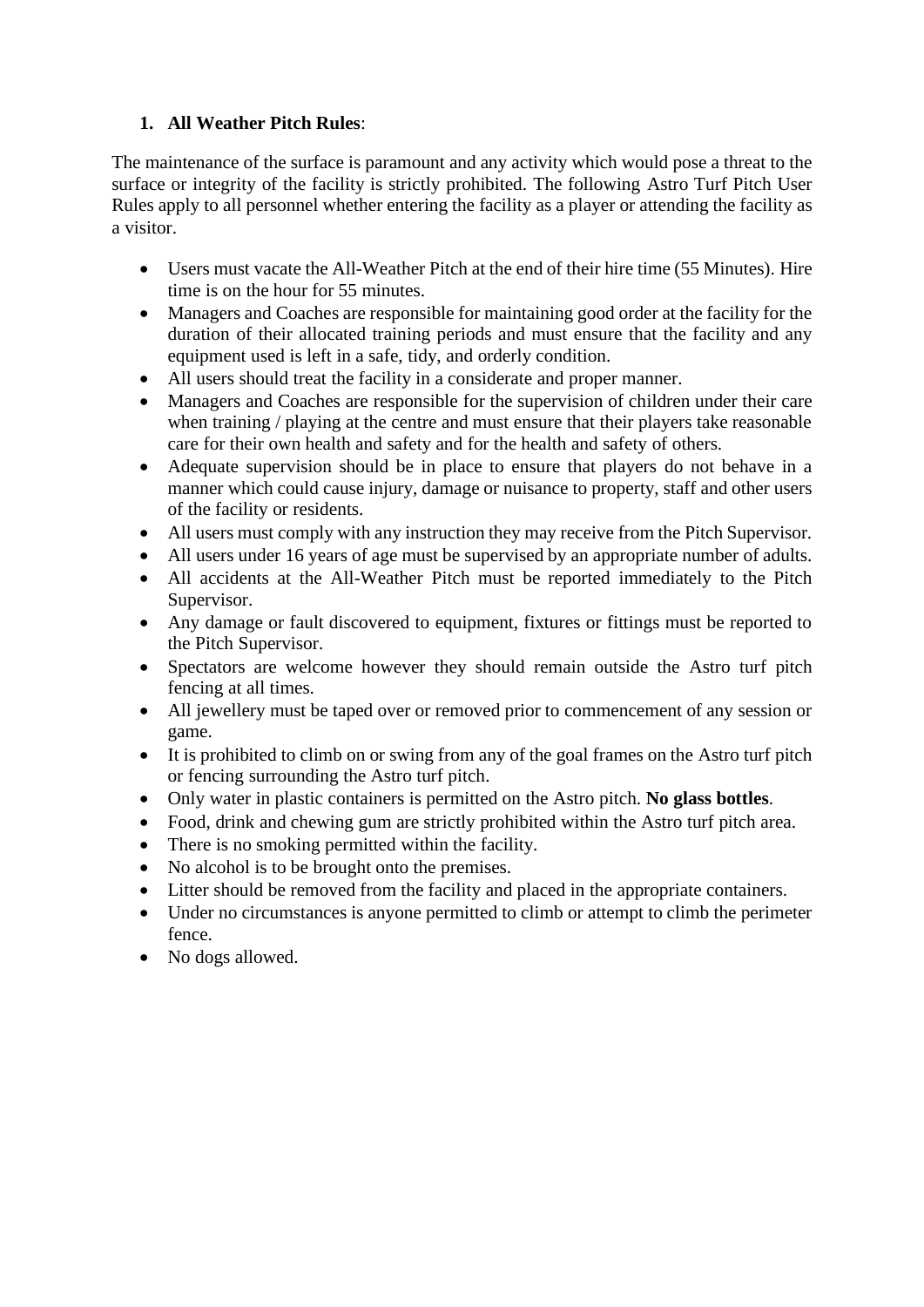1. **All Weather Pitch Rules**:

The maintenance of the surface is paramount and any activity which would pose a threat to the surface or integrity of the facility is strictly prohibited. The following Astro Turf Pitch User Rules apply to all personnel whether entering the facility as a player or attending the facility as a visitor.

- Users must vacate the All-Weather Pitch at the end of their hire time (55 Minutes). Hire time is on the hour for 55 minutes.
- Managers and Coaches are responsible for maintaining good order at the facility for the duration of their allocated training periods and must ensure that the facility and any equipment used is left in a safe, tidy, and orderly condition.
- All users should treat the facility in a considerate and proper manner.
- Managers and Coaches are responsible for the supervision of children under their care when training / playing at the centre and must ensure that their players take reasonable care for their own health and safety and for the health and safety of others.
- Adequate supervision should be in place to ensure that players do not behave in a manner which could cause injury, damage or nuisance to property, staff and other users of the facility or residents.
- All users must comply with any instruction they may receive from the Pitch Supervisor.
- All users under 16 years of age must be supervised by an appropriate number of adults.
- All accidents at the All-Weather Pitch must be reported immediately to the Pitch Supervisor.
- Any damage or fault discovered to equipment, fixtures or fittings must be reported to the Pitch Supervisor.
- Spectators are welcome however they should remain outside the Astro turf pitch fencing at all times.
- All jewellery must be taped over or removed prior to commencement of any session or game.
- It is prohibited to climb on or swing from any of the goal frames on the Astro turf pitch or fencing surrounding the Astro turf pitch.
- Only water in plastic containers is permitted on the Astro pitch. **No glass bottles**.
- Food, drink and chewing gum are strictly prohibited within the Astro turf pitch area.
- There is no smoking permitted within the facility.
- No alcohol is to be brought onto the premises.
- Litter should be removed from the facility and placed in the appropriate containers.
- Under no circumstances is anyone permitted to climb or attempt to climb the perimeter fence.
- No dogs allowed.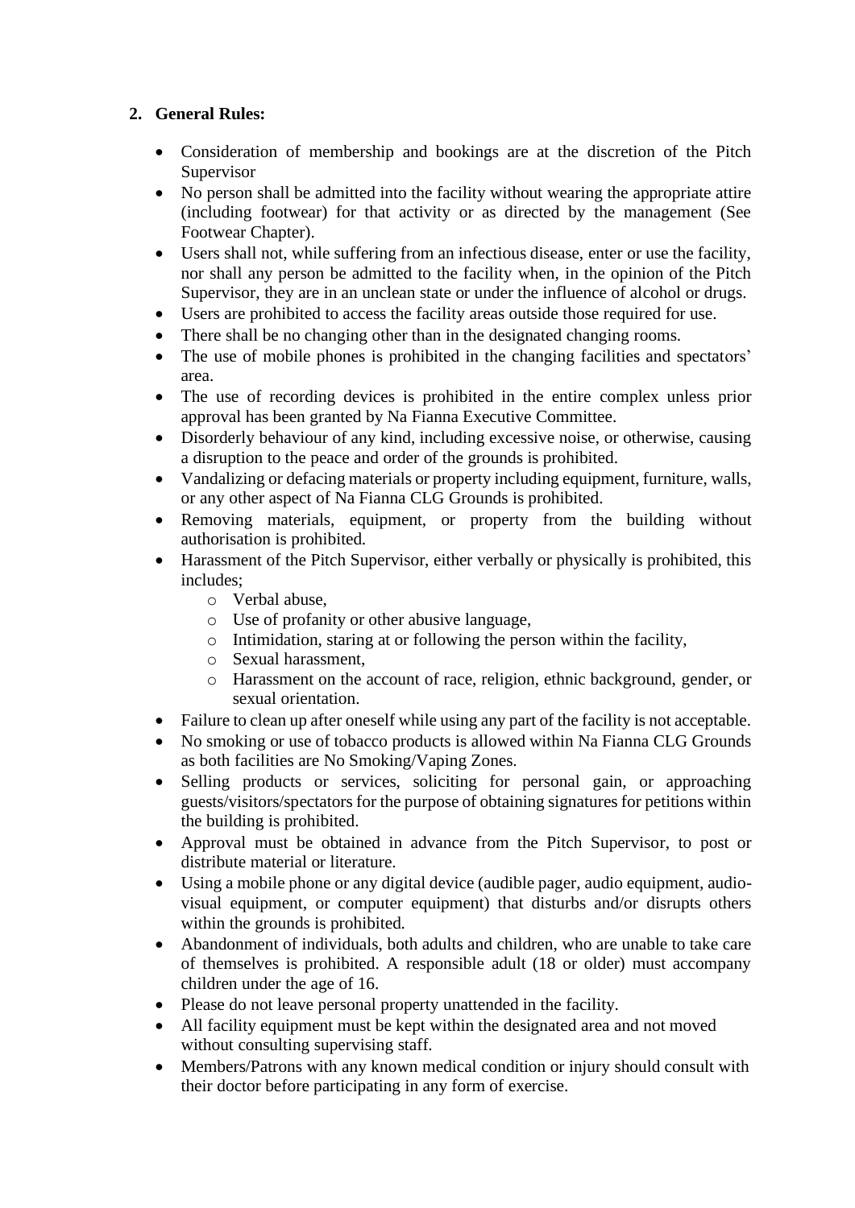## 2. General Rules:

- Consideration of membership and bookings are at the discretion of the Pitch Supervisor
- No person shall be admitted into the facility without wearing the appropriate attire (including footwear) for that activity or as directed by the management (See Footwear Chapter).
- Users shall not, while suffering from an infectious disease, enter or use the facility, nor shall any person be admitted to the facility when, in the opinion of the Pitch Supervisor, they are in an unclean state or under the influence of alcohol or drugs.
- Users are prohibited to access the facility areas outside those required for use.
- There shall be no changing other than in the designated changing rooms.
- The use of mobile phones is prohibited in the changing facilities and spectators' area.
- The use of recording devices is prohibited in the entire complex unless prior approval has been granted by Na Fianna Executive Committee.
- Disorderly behaviour of any kind, including excessive noise, or otherwise, causing a disruption to the peace and order of the grounds is prohibited.
- Vandalizing or defacing materials or property including equipment, furniture, walls, or any other aspect of Na Fianna CLG Grounds is prohibited.
- Removing materials, equipment, or property from the building without authorisation is prohibited.
- Harassment of the Pitch Supervisor, either verbally or physically is prohibited, this includes;
  - Verbal abuse,
  - Use of profanity or other abusive language,
  - Intimidation, staring at or following the person within the facility,
  - Sexual harassment,
  - Harassment on the account of race, religion, ethnic background, gender, or sexual orientation.
- Failure to clean up after oneself while using any part of the facility is not acceptable.
- No smoking or use of tobacco products is allowed within Na Fianna CLG Grounds as both facilities are No Smoking/Vaping Zones.
- Selling products or services, soliciting for personal gain, or approaching guests/visitors/spectators for the purpose of obtaining signatures for petitions within the building is prohibited.
- Approval must be obtained in advance from the Pitch Supervisor, to post or distribute material or literature.
- Using a mobile phone or any digital device (audible pager, audio equipment, audio-visual equipment, or computer equipment) that disturbs and/or disrupts others within the grounds is prohibited.
- Abandonment of individuals, both adults and children, who are unable to take care of themselves is prohibited. A responsible adult (18 or older) must accompany children under the age of 16.
- Please do not leave personal property unattended in the facility.
- All facility equipment must be kept within the designated area and not moved without consulting supervising staff.
- Members/Patrons with any known medical condition or injury should consult with their doctor before participating in any form of exercise.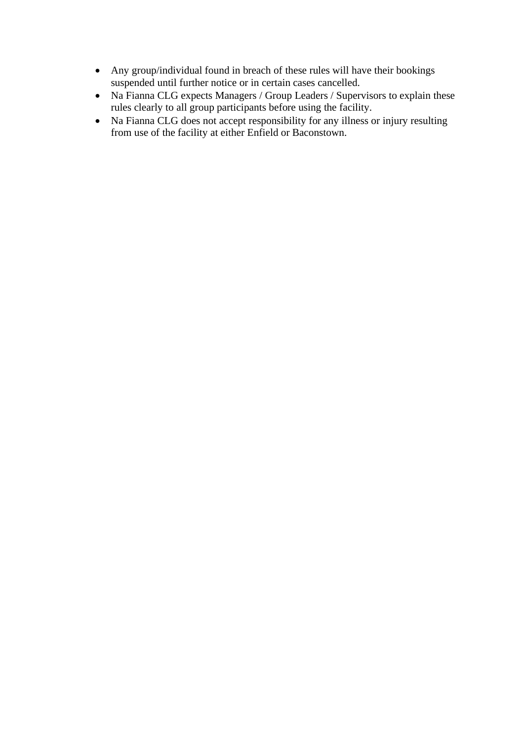- Any group/individual found in breach of these rules will have their bookings suspended until further notice or in certain cases cancelled.
- Na Fianna CLG expects Managers / Group Leaders / Supervisors to explain these rules clearly to all group participants before using the facility.
- Na Fianna CLG does not accept responsibility for any illness or injury resulting from use of the facility at either Enfield or Baconstown.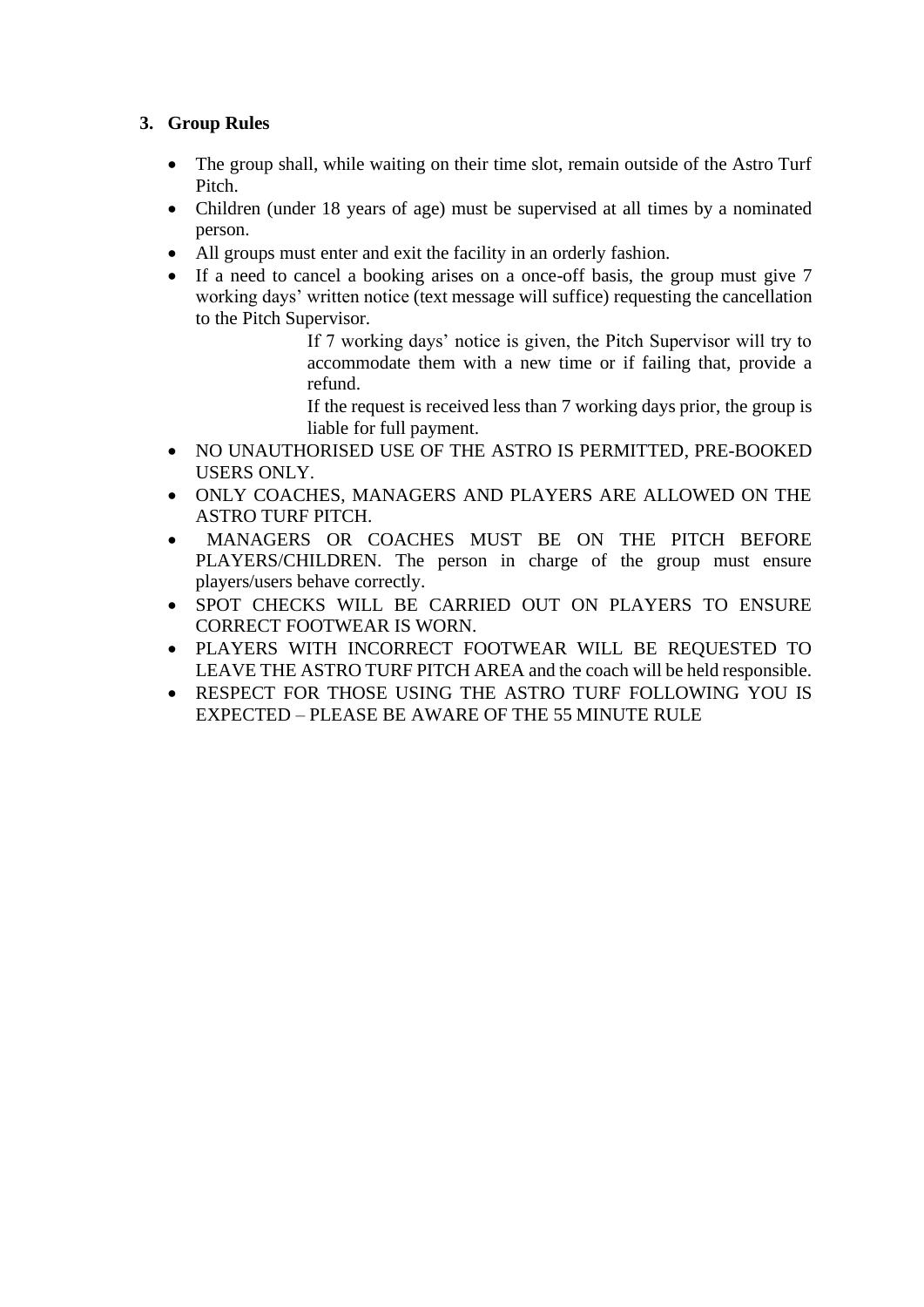## 3. Group Rules

- The group shall, while waiting on their time slot, remain outside of the Astro Turf Pitch.
- Children (under 18 years of age) must be supervised at all times by a nominated person.
- All groups must enter and exit the facility in an orderly fashion.
- If a need to cancel a booking arises on a once-off basis, the group must give 7 working days' written notice (text message will suffice) requesting the cancellation to the Pitch Supervisor.

  If 7 working days' notice is given, the Pitch Supervisor will try to accommodate them with a new time or if failing that, provide a refund.

  If the request is received less than 7 working days prior, the group is liable for full payment.
- NO UNAUTHORISED USE OF THE ASTRO IS PERMITTED, PRE-BOOKED USERS ONLY.
- ONLY COACHES, MANAGERS AND PLAYERS ARE ALLOWED ON THE ASTRO TURF PITCH.
- MANAGERS OR COACHES MUST BE ON THE PITCH BEFORE PLAYERS/CHILDREN. The person in charge of the group must ensure players/users behave correctly.
- SPOT CHECKS WILL BE CARRIED OUT ON PLAYERS TO ENSURE CORRECT FOOTWEAR IS WORN.
- PLAYERS WITH INCORRECT FOOTWEAR WILL BE REQUESTED TO LEAVE THE ASTRO TURF PITCH AREA and the coach will be held responsible.
- RESPECT FOR THOSE USING THE ASTRO TURF FOLLOWING YOU IS EXPECTED – PLEASE BE AWARE OF THE 55 MINUTE RULE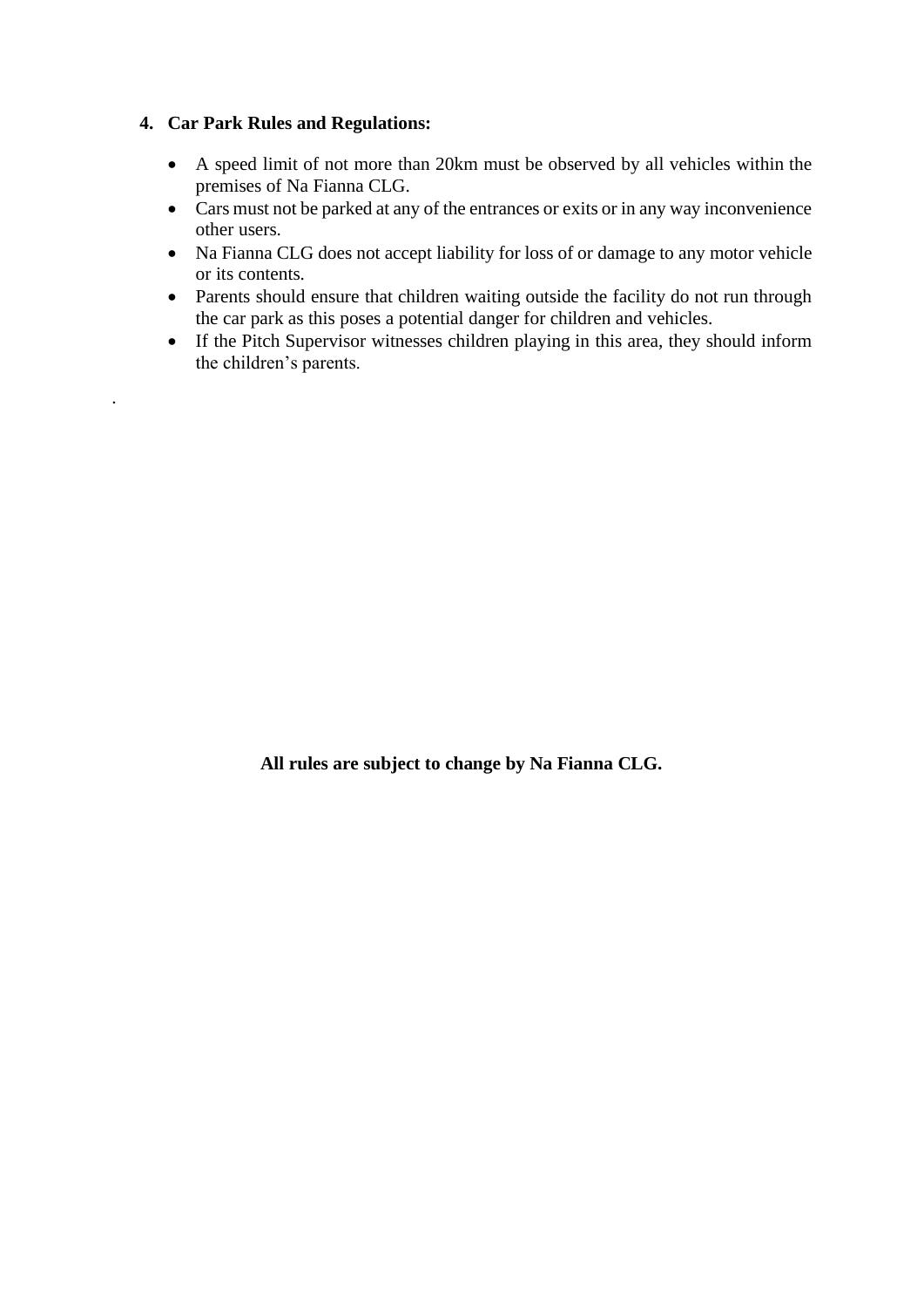## 4. Car Park Rules and Regulations:

- A speed limit of not more than 20km must be observed by all vehicles within the premises of Na Fianna CLG.
- Cars must not be parked at any of the entrances or exits or in any way inconvenience other users.
- Na Fianna CLG does not accept liability for loss of or damage to any motor vehicle or its contents.
- Parents should ensure that children waiting outside the facility do not run through the car park as this poses a potential danger for children and vehicles.
- If the Pitch Supervisor witnesses children playing in this area, they should inform the children's parents.

.

**All rules are subject to change by Na Fianna CLG.**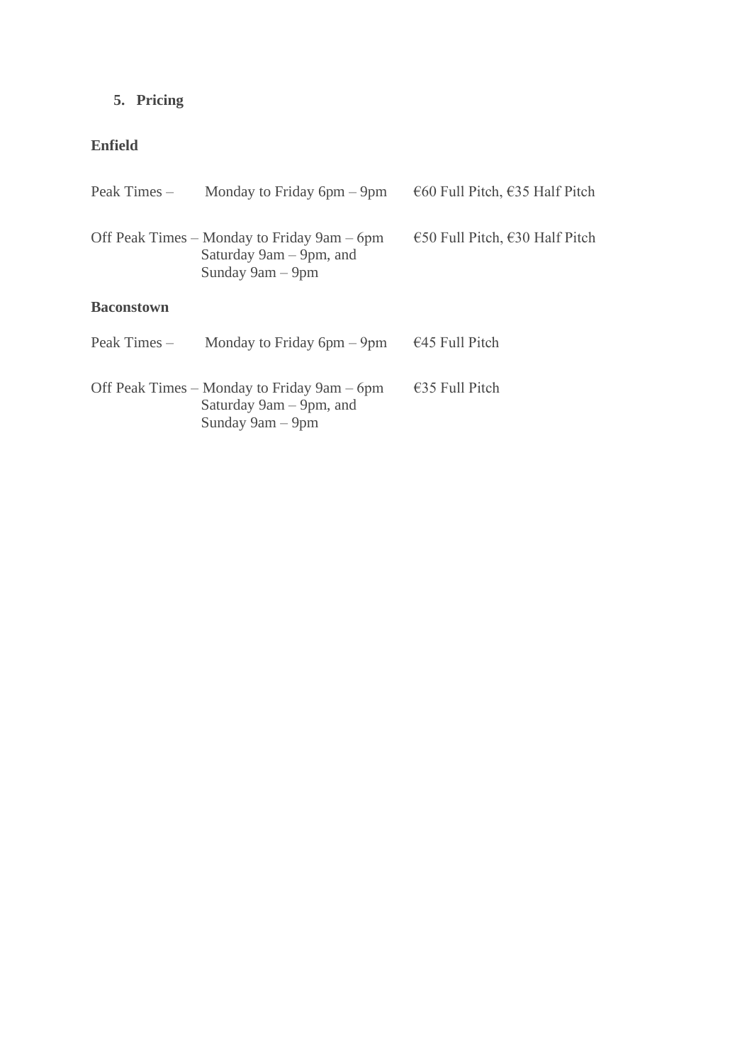5. **Pricing**

**Enfield**

Peak Times – Monday to Friday 6pm – 9pm €60 Full Pitch, €35 Half Pitch

Off Peak Times – Monday to Friday 9am – 6pm €50 Full Pitch, €30 Half Pitch
Saturday 9am – 9pm, and
Sunday 9am – 9pm

**Baconstown**

Peak Times – Monday to Friday 6pm – 9pm €45 Full Pitch

Off Peak Times – Monday to Friday 9am – 6pm €35 Full Pitch
Saturday 9am – 9pm, and
Sunday 9am – 9pm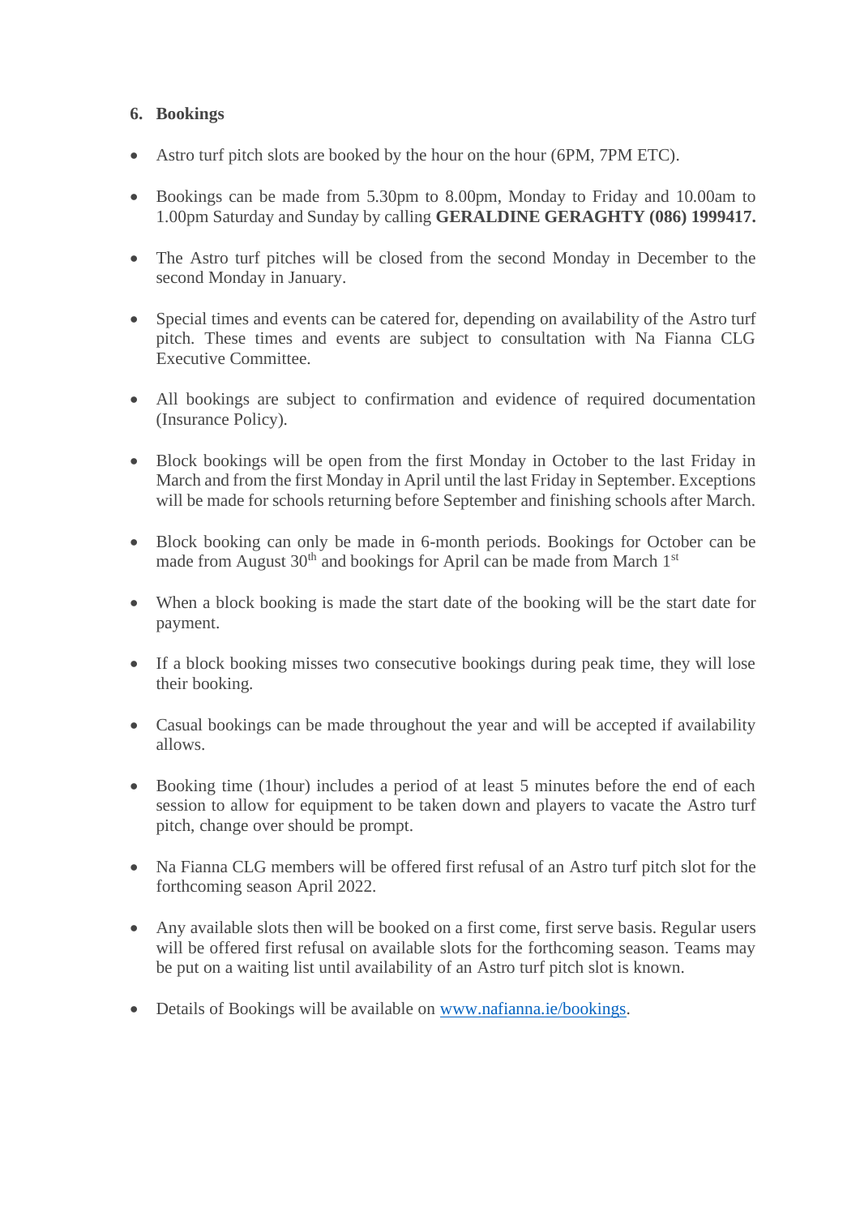## 6. Bookings

- Astro turf pitch slots are booked by the hour on the hour (6PM, 7PM ETC).
- Bookings can be made from 5.30pm to 8.00pm, Monday to Friday and 10.00am to 1.00pm Saturday and Sunday by calling **GERALDINE GERAGHTY (086) 1999417.**
- The Astro turf pitches will be closed from the second Monday in December to the second Monday in January.
- Special times and events can be catered for, depending on availability of the Astro turf pitch. These times and events are subject to consultation with Na Fianna CLG Executive Committee.
- All bookings are subject to confirmation and evidence of required documentation (Insurance Policy).
- Block bookings will be open from the first Monday in October to the last Friday in March and from the first Monday in April until the last Friday in September. Exceptions will be made for schools returning before September and finishing schools after March.
- Block booking can only be made in 6-month periods. Bookings for October can be made from August 30th and bookings for April can be made from March 1st
- When a block booking is made the start date of the booking will be the start date for payment.
- If a block booking misses two consecutive bookings during peak time, they will lose their booking.
- Casual bookings can be made throughout the year and will be accepted if availability allows.
- Booking time (1hour) includes a period of at least 5 minutes before the end of each session to allow for equipment to be taken down and players to vacate the Astro turf pitch, change over should be prompt.
- Na Fianna CLG members will be offered first refusal of an Astro turf pitch slot for the forthcoming season April 2022.
- Any available slots then will be booked on a first come, first serve basis. Regular users will be offered first refusal on available slots for the forthcoming season. Teams may be put on a waiting list until availability of an Astro turf pitch slot is known.
- Details of Bookings will be available on [www.nafianna.ie/bookings](http://www.nafianna.ie/bookings).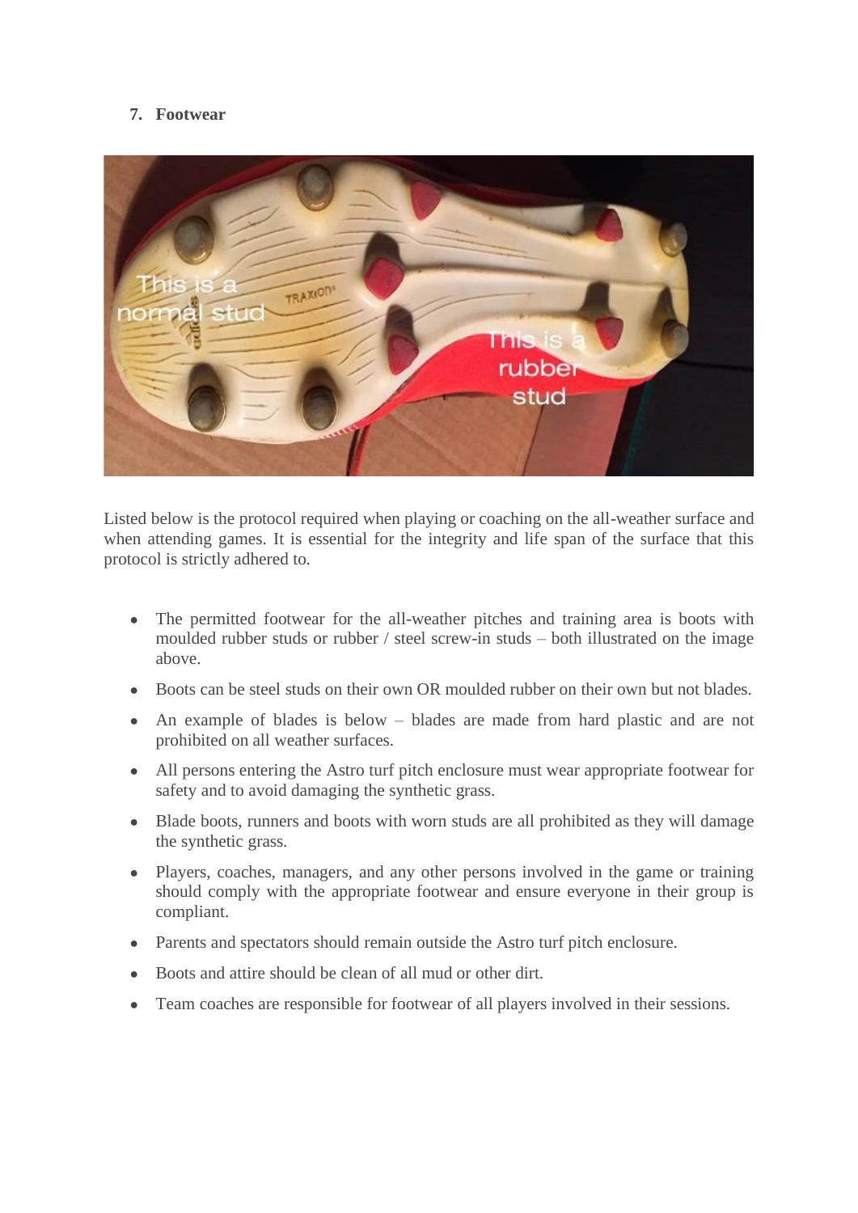7. **Footwear**

Listed below is the protocol required when playing or coaching on the all-weather surface and when attending games. It is essential for the integrity and life span of the surface that this protocol is strictly adhered to.

- The permitted footwear for the all-weather pitches and training area is boots with moulded rubber studs or rubber / steel screw-in studs – both illustrated on the image above.
- Boots can be steel studs on their own OR moulded rubber on their own but not blades.
- An example of blades is below – blades are made from hard plastic and are not prohibited on all weather surfaces.
- All persons entering the Astro turf pitch enclosure must wear appropriate footwear for safety and to avoid damaging the synthetic grass.
- Blade boots, runners and boots with worn studs are all prohibited as they will damage the synthetic grass.
- Players, coaches, managers, and any other persons involved in the game or training should comply with the appropriate footwear and ensure everyone in their group is compliant.
- Parents and spectators should remain outside the Astro turf pitch enclosure.
- Boots and attire should be clean of all mud or other dirt.
- Team coaches are responsible for footwear of all players involved in their sessions.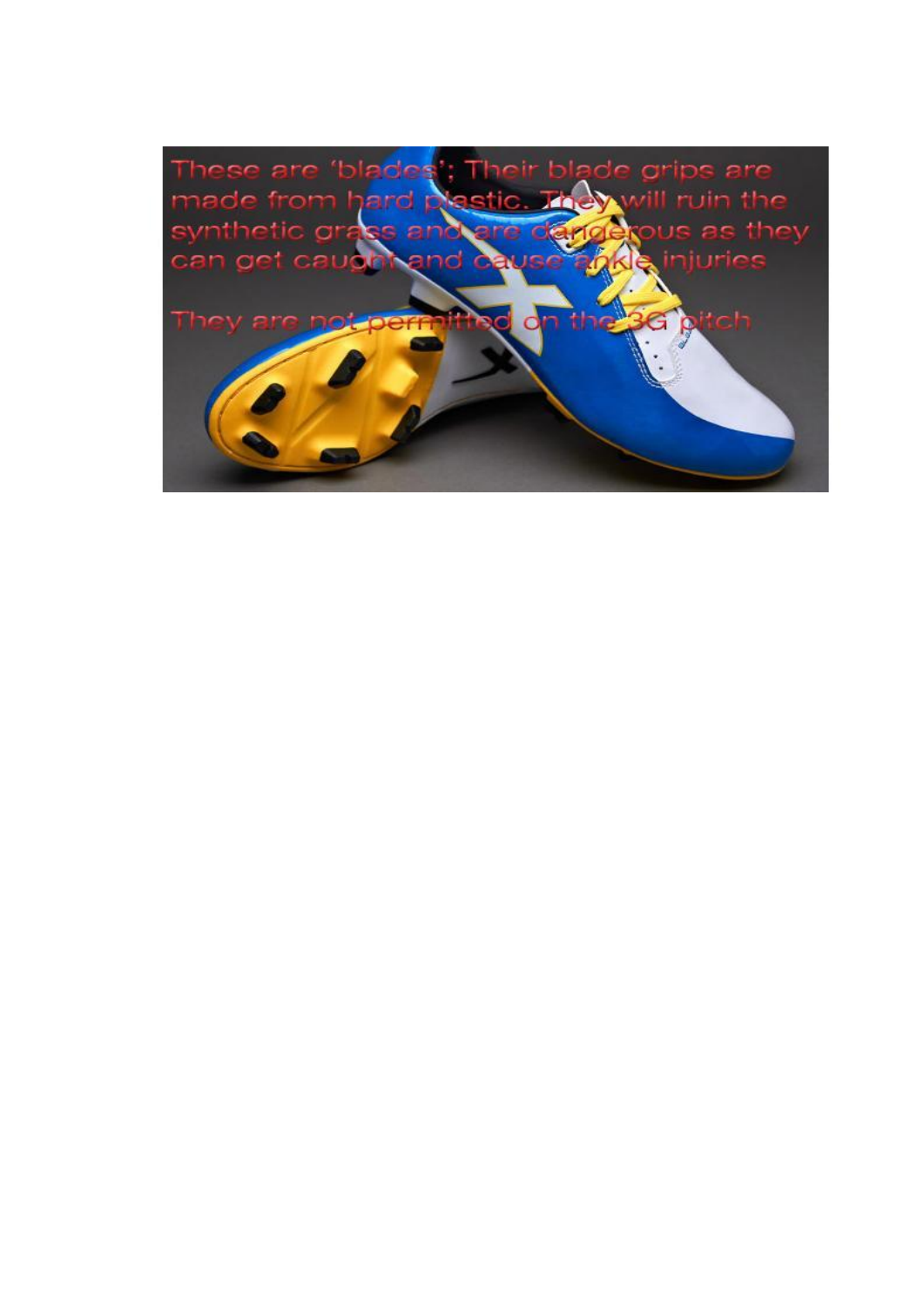These are 'blades'; Their blade grips are made from hard plastic. They will ruin the synthetic grass and are dangerous as they can get caught and cause ankle injuries

They are not permitted on the 3G pitch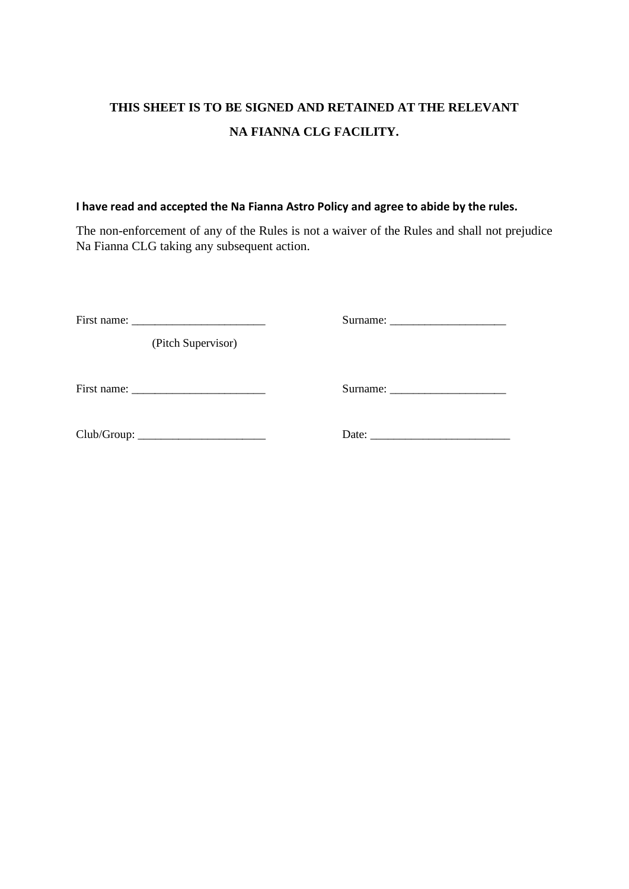**THIS SHEET IS TO BE SIGNED AND RETAINED AT THE RELEVANT NA FIANNA CLG FACILITY.**

**I have read and accepted the Na Fianna Astro Policy and agree to abide by the rules.**

The non-enforcement of any of the Rules is not a waiver of the Rules and shall not prejudice Na Fianna CLG taking any subsequent action.

First name: _______________________ Surname: ____________________

(Pitch Supervisor)

First name: _______________________ Surname: ____________________

Club/Group: ______________________ Date: ________________________